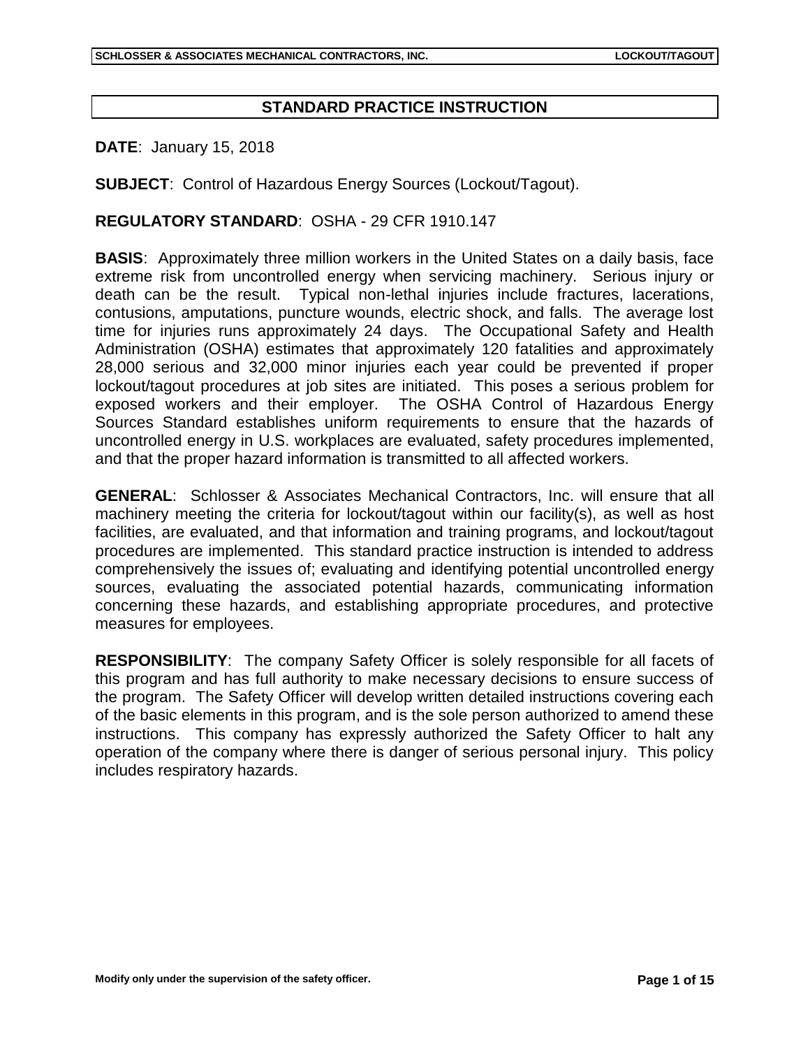# STANDARD PRACTICE INSTRUCTION

**DATE**: January 15, 2018

**SUBJECT**: Control of Hazardous Energy Sources (Lockout/Tagout).

**REGULATORY STANDARD**: OSHA - 29 CFR 1910.147

**BASIS**: Approximately three million workers in the United States on a daily basis, face extreme risk from uncontrolled energy when servicing machinery. Serious injury or death can be the result. Typical non-lethal injuries include fractures, lacerations, contusions, amputations, puncture wounds, electric shock, and falls. The average lost time for injuries runs approximately 24 days. The Occupational Safety and Health Administration (OSHA) estimates that approximately 120 fatalities and approximately 28,000 serious and 32,000 minor injuries each year could be prevented if proper lockout/tagout procedures at job sites are initiated. This poses a serious problem for exposed workers and their employer. The OSHA Control of Hazardous Energy Sources Standard establishes uniform requirements to ensure that the hazards of uncontrolled energy in U.S. workplaces are evaluated, safety procedures implemented, and that the proper hazard information is transmitted to all affected workers.

**GENERAL**: Schlosser & Associates Mechanical Contractors, Inc. will ensure that all machinery meeting the criteria for lockout/tagout within our facility(s), as well as host facilities, are evaluated, and that information and training programs, and lockout/tagout procedures are implemented. This standard practice instruction is intended to address comprehensively the issues of; evaluating and identifying potential uncontrolled energy sources, evaluating the associated potential hazards, communicating information concerning these hazards, and establishing appropriate procedures, and protective measures for employees.

**RESPONSIBILITY**: The company Safety Officer is solely responsible for all facets of this program and has full authority to make necessary decisions to ensure success of the program. The Safety Officer will develop written detailed instructions covering each of the basic elements in this program, and is the sole person authorized to amend these instructions. This company has expressly authorized the Safety Officer to halt any operation of the company where there is danger of serious personal injury. This policy includes respiratory hazards.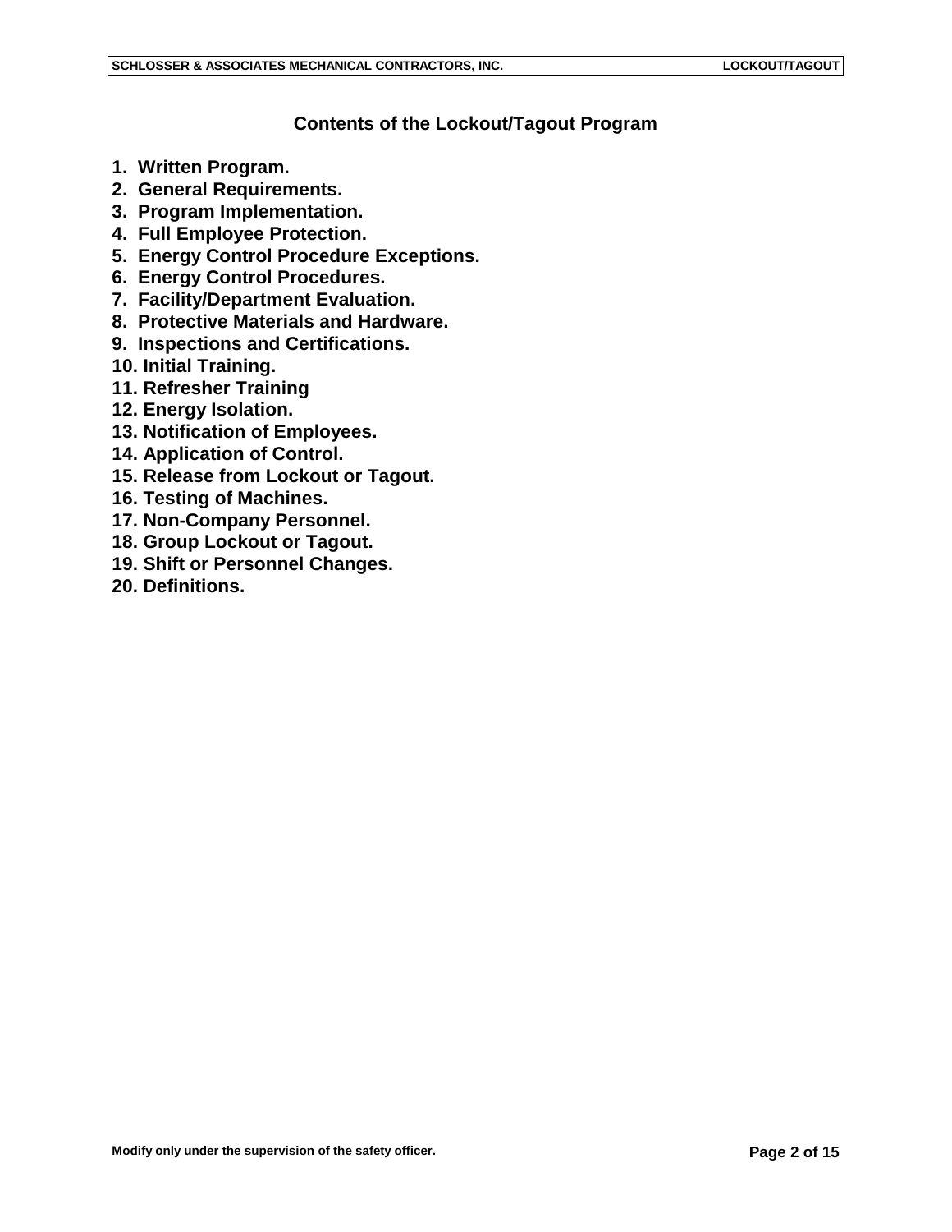## Contents of the Lockout/Tagout Program

1. **Written Program.**
2. **General Requirements.**
3. **Program Implementation.**
4. **Full Employee Protection.**
5. **Energy Control Procedure Exceptions.**
6. **Energy Control Procedures.**
7. **Facility/Department Evaluation.**
8. **Protective Materials and Hardware.**
9. **Inspections and Certifications.**
10. **Initial Training.**
11. **Refresher Training**
12. **Energy Isolation.**
13. **Notification of Employees.**
14. **Application of Control.**
15. **Release from Lockout or Tagout.**
16. **Testing of Machines.**
17. **Non-Company Personnel.**
18. **Group Lockout or Tagout.**
19. **Shift or Personnel Changes.**
20. **Definitions.**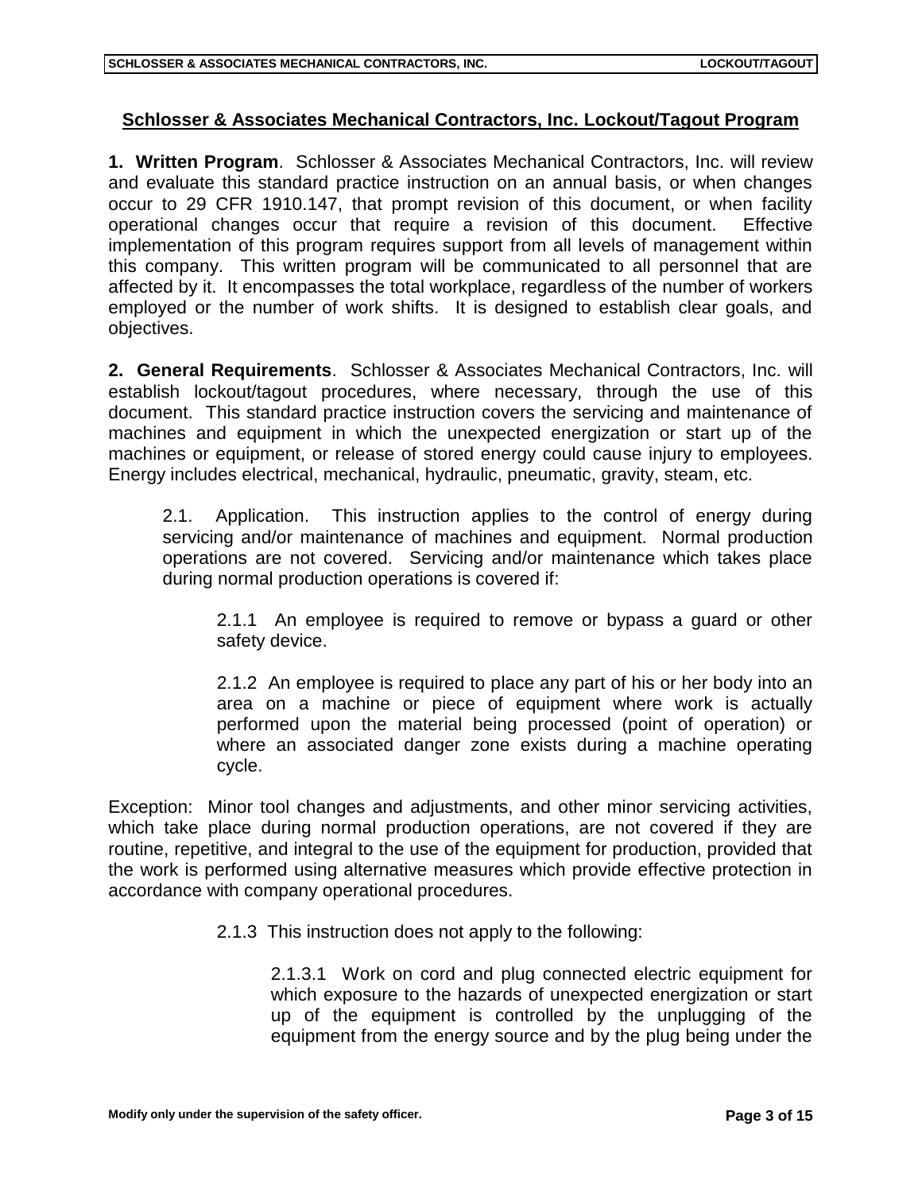## Schlosser & Associates Mechanical Contractors, Inc. Lockout/Tagout Program

**1. Written Program**. Schlosser & Associates Mechanical Contractors, Inc. will review and evaluate this standard practice instruction on an annual basis, or when changes occur to 29 CFR 1910.147, that prompt revision of this document, or when facility operational changes occur that require a revision of this document. Effective implementation of this program requires support from all levels of management within this company. This written program will be communicated to all personnel that are affected by it. It encompasses the total workplace, regardless of the number of workers employed or the number of work shifts. It is designed to establish clear goals, and objectives.

**2. General Requirements**. Schlosser & Associates Mechanical Contractors, Inc. will establish lockout/tagout procedures, where necessary, through the use of this document. This standard practice instruction covers the servicing and maintenance of machines and equipment in which the unexpected energization or start up of the machines or equipment, or release of stored energy could cause injury to employees. Energy includes electrical, mechanical, hydraulic, pneumatic, gravity, steam, etc.

2.1. Application. This instruction applies to the control of energy during servicing and/or maintenance of machines and equipment. Normal production operations are not covered. Servicing and/or maintenance which takes place during normal production operations is covered if:

2.1.1 An employee is required to remove or bypass a guard or other safety device.

2.1.2 An employee is required to place any part of his or her body into an area on a machine or piece of equipment where work is actually performed upon the material being processed (point of operation) or where an associated danger zone exists during a machine operating cycle.

Exception: Minor tool changes and adjustments, and other minor servicing activities, which take place during normal production operations, are not covered if they are routine, repetitive, and integral to the use of the equipment for production, provided that the work is performed using alternative measures which provide effective protection in accordance with company operational procedures.

2.1.3 This instruction does not apply to the following:

2.1.3.1 Work on cord and plug connected electric equipment for which exposure to the hazards of unexpected energization or start up of the equipment is controlled by the unplugging of the equipment from the energy source and by the plug being under the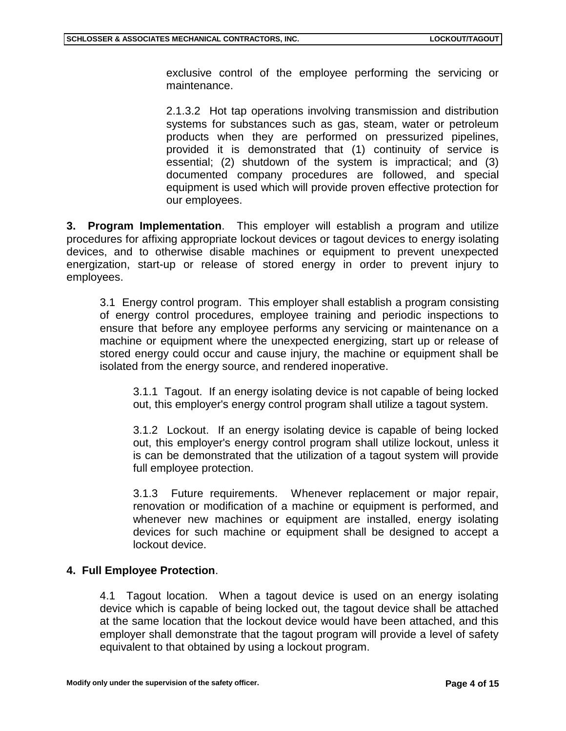exclusive control of the employee performing the servicing or maintenance.

2.1.3.2 Hot tap operations involving transmission and distribution systems for substances such as gas, steam, water or petroleum products when they are performed on pressurized pipelines, provided it is demonstrated that (1) continuity of service is essential; (2) shutdown of the system is impractical; and (3) documented company procedures are followed, and special equipment is used which will provide proven effective protection for our employees.

**3. Program Implementation**. This employer will establish a program and utilize procedures for affixing appropriate lockout devices or tagout devices to energy isolating devices, and to otherwise disable machines or equipment to prevent unexpected energization, start-up or release of stored energy in order to prevent injury to employees.

3.1 Energy control program. This employer shall establish a program consisting of energy control procedures, employee training and periodic inspections to ensure that before any employee performs any servicing or maintenance on a machine or equipment where the unexpected energizing, start up or release of stored energy could occur and cause injury, the machine or equipment shall be isolated from the energy source, and rendered inoperative.

3.1.1 Tagout. If an energy isolating device is not capable of being locked out, this employer's energy control program shall utilize a tagout system.

3.1.2 Lockout. If an energy isolating device is capable of being locked out, this employer's energy control program shall utilize lockout, unless it is can be demonstrated that the utilization of a tagout system will provide full employee protection.

3.1.3 Future requirements. Whenever replacement or major repair, renovation or modification of a machine or equipment is performed, and whenever new machines or equipment are installed, energy isolating devices for such machine or equipment shall be designed to accept a lockout device.

**4. Full Employee Protection**.

4.1 Tagout location. When a tagout device is used on an energy isolating device which is capable of being locked out, the tagout device shall be attached at the same location that the lockout device would have been attached, and this employer shall demonstrate that the tagout program will provide a level of safety equivalent to that obtained by using a lockout program.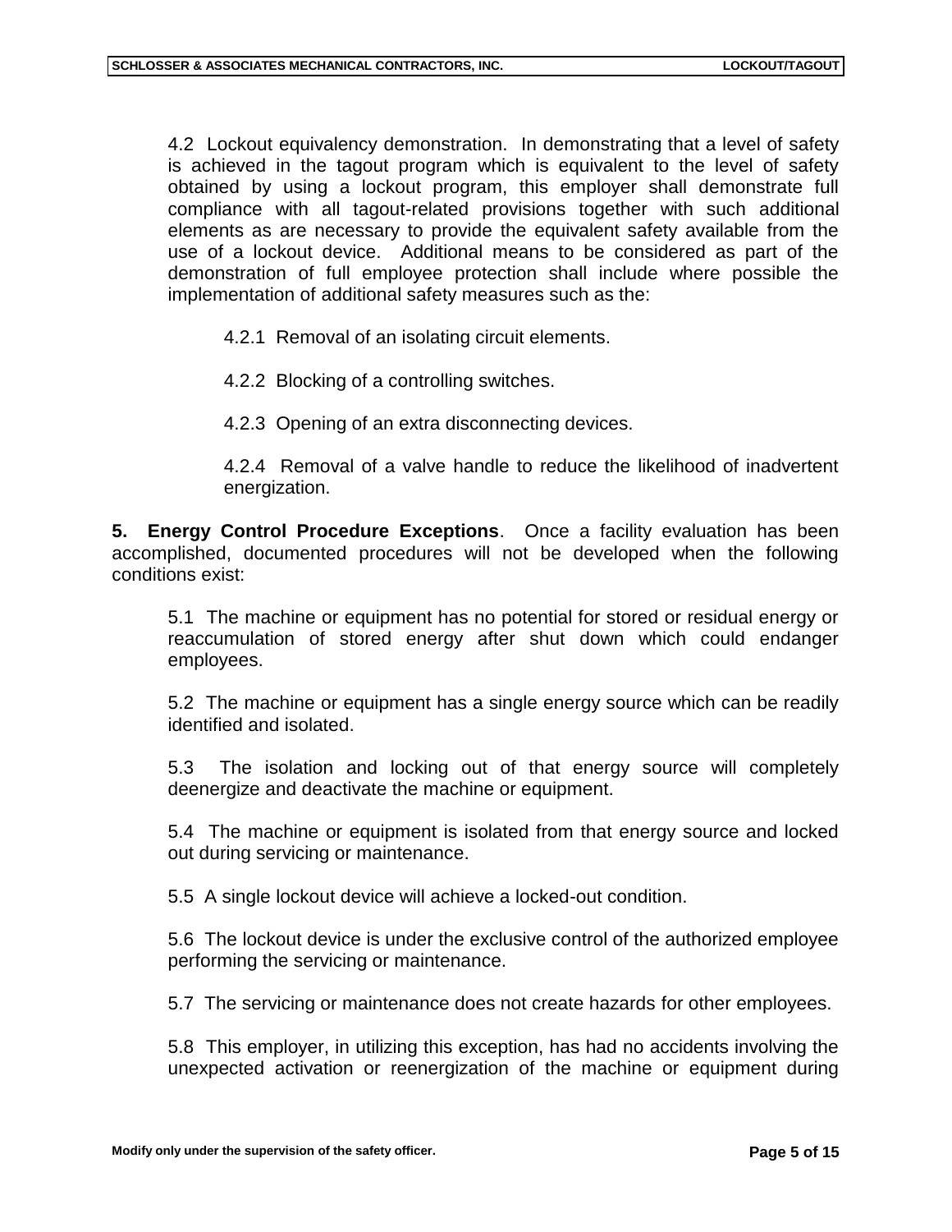4.2 Lockout equivalency demonstration. In demonstrating that a level of safety is achieved in the tagout program which is equivalent to the level of safety obtained by using a lockout program, this employer shall demonstrate full compliance with all tagout-related provisions together with such additional elements as are necessary to provide the equivalent safety available from the use of a lockout device. Additional means to be considered as part of the demonstration of full employee protection shall include where possible the implementation of additional safety measures such as the:

4.2.1 Removal of an isolating circuit elements.

4.2.2 Blocking of a controlling switches.

4.2.3 Opening of an extra disconnecting devices.

4.2.4 Removal of a valve handle to reduce the likelihood of inadvertent energization.

**5. Energy Control Procedure Exceptions**. Once a facility evaluation has been accomplished, documented procedures will not be developed when the following conditions exist:

5.1 The machine or equipment has no potential for stored or residual energy or reaccumulation of stored energy after shut down which could endanger employees.

5.2 The machine or equipment has a single energy source which can be readily identified and isolated.

5.3 The isolation and locking out of that energy source will completely deenergize and deactivate the machine or equipment.

5.4 The machine or equipment is isolated from that energy source and locked out during servicing or maintenance.

5.5 A single lockout device will achieve a locked-out condition.

5.6 The lockout device is under the exclusive control of the authorized employee performing the servicing or maintenance.

5.7 The servicing or maintenance does not create hazards for other employees.

5.8 This employer, in utilizing this exception, has had no accidents involving the unexpected activation or reenergization of the machine or equipment during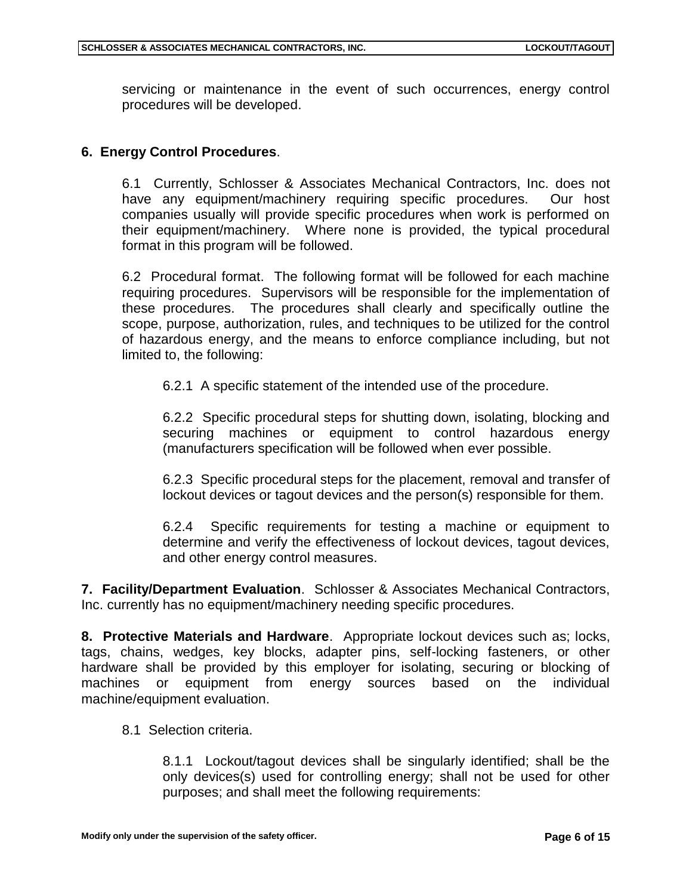servicing or maintenance in the event of such occurrences, energy control procedures will be developed.

**6. Energy Control Procedures**.

6.1 Currently, Schlosser & Associates Mechanical Contractors, Inc. does not have any equipment/machinery requiring specific procedures. Our host companies usually will provide specific procedures when work is performed on their equipment/machinery. Where none is provided, the typical procedural format in this program will be followed.

6.2 Procedural format. The following format will be followed for each machine requiring procedures. Supervisors will be responsible for the implementation of these procedures. The procedures shall clearly and specifically outline the scope, purpose, authorization, rules, and techniques to be utilized for the control of hazardous energy, and the means to enforce compliance including, but not limited to, the following:

6.2.1 A specific statement of the intended use of the procedure.

6.2.2 Specific procedural steps for shutting down, isolating, blocking and securing machines or equipment to control hazardous energy (manufacturers specification will be followed when ever possible.

6.2.3 Specific procedural steps for the placement, removal and transfer of lockout devices or tagout devices and the person(s) responsible for them.

6.2.4 Specific requirements for testing a machine or equipment to determine and verify the effectiveness of lockout devices, tagout devices, and other energy control measures.

**7. Facility/Department Evaluation**. Schlosser & Associates Mechanical Contractors, Inc. currently has no equipment/machinery needing specific procedures.

**8. Protective Materials and Hardware**. Appropriate lockout devices such as; locks, tags, chains, wedges, key blocks, adapter pins, self-locking fasteners, or other hardware shall be provided by this employer for isolating, securing or blocking of machines or equipment from energy sources based on the individual machine/equipment evaluation.

8.1 Selection criteria.

8.1.1 Lockout/tagout devices shall be singularly identified; shall be the only devices(s) used for controlling energy; shall not be used for other purposes; and shall meet the following requirements:

Modify only under the supervision of the safety officer.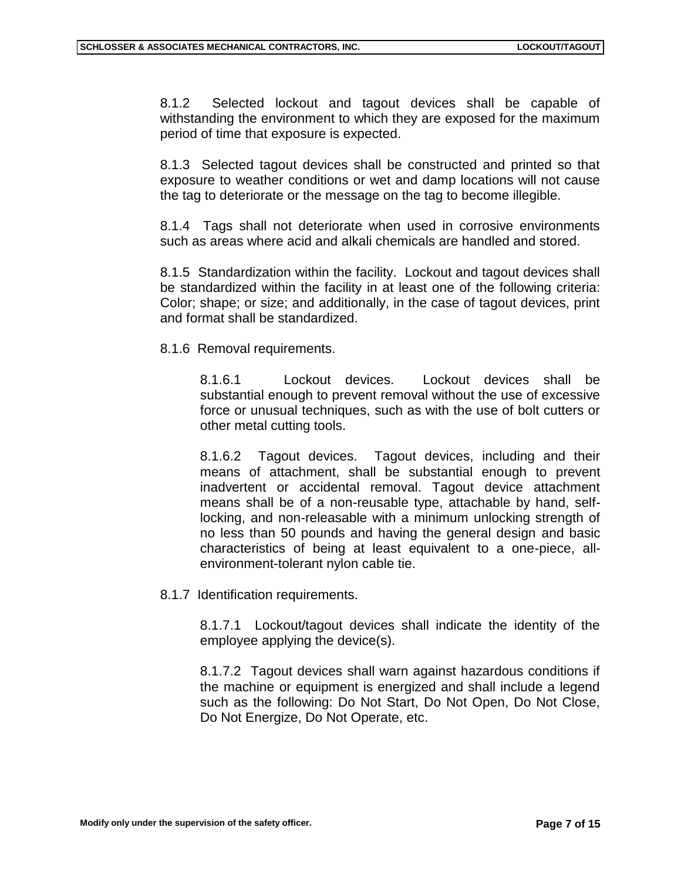8.1.2 Selected lockout and tagout devices shall be capable of withstanding the environment to which they are exposed for the maximum period of time that exposure is expected.

8.1.3 Selected tagout devices shall be constructed and printed so that exposure to weather conditions or wet and damp locations will not cause the tag to deteriorate or the message on the tag to become illegible.

8.1.4 Tags shall not deteriorate when used in corrosive environments such as areas where acid and alkali chemicals are handled and stored.

8.1.5 Standardization within the facility. Lockout and tagout devices shall be standardized within the facility in at least one of the following criteria: Color; shape; or size; and additionally, in the case of tagout devices, print and format shall be standardized.

8.1.6 Removal requirements.

8.1.6.1 Lockout devices. Lockout devices shall be substantial enough to prevent removal without the use of excessive force or unusual techniques, such as with the use of bolt cutters or other metal cutting tools.

8.1.6.2 Tagout devices. Tagout devices, including and their means of attachment, shall be substantial enough to prevent inadvertent or accidental removal. Tagout device attachment means shall be of a non-reusable type, attachable by hand, self-locking, and non-releasable with a minimum unlocking strength of no less than 50 pounds and having the general design and basic characteristics of being at least equivalent to a one-piece, all-environment-tolerant nylon cable tie.

8.1.7 Identification requirements.

8.1.7.1 Lockout/tagout devices shall indicate the identity of the employee applying the device(s).

8.1.7.2 Tagout devices shall warn against hazardous conditions if the machine or equipment is energized and shall include a legend such as the following: Do Not Start, Do Not Open, Do Not Close, Do Not Energize, Do Not Operate, etc.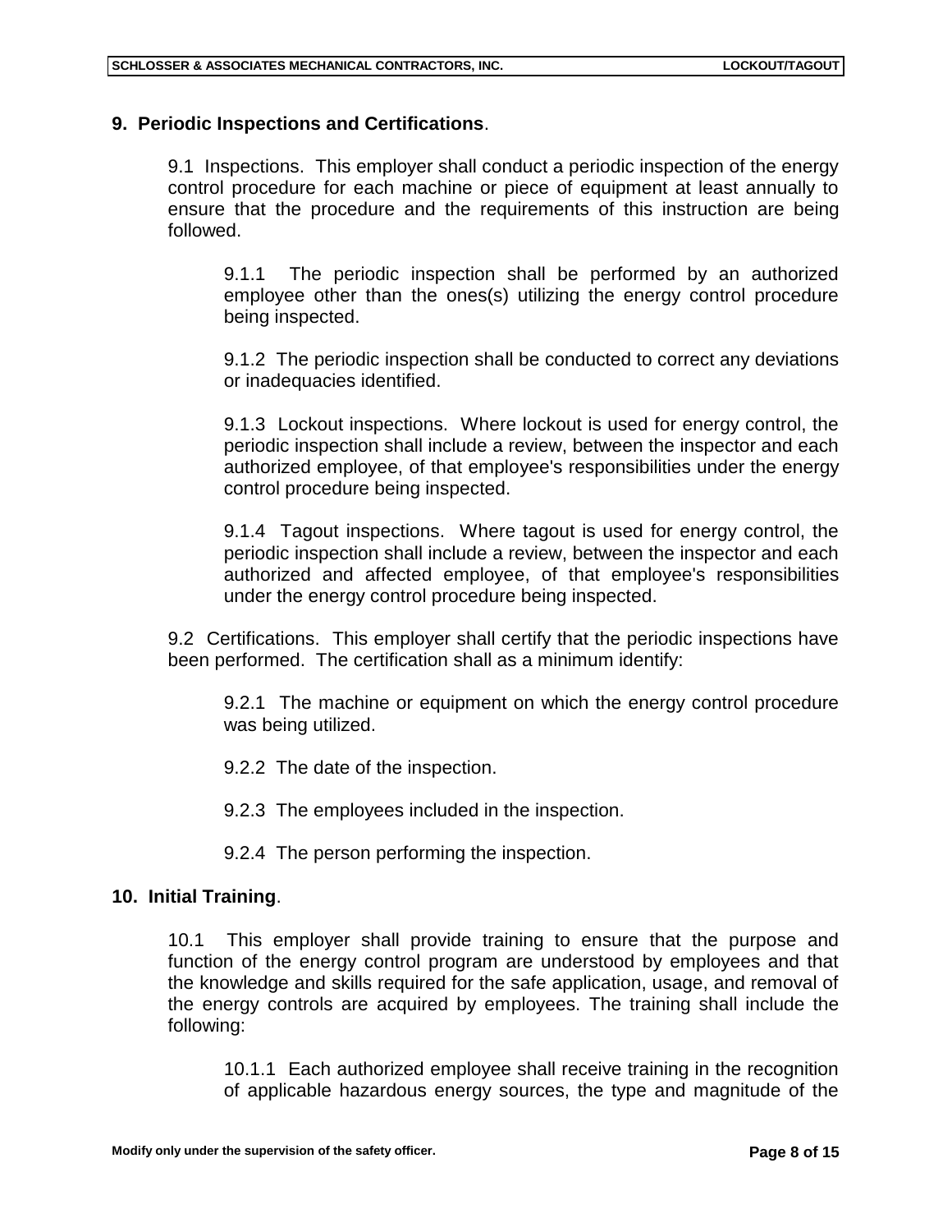## 9. Periodic Inspections and Certifications.

9.1 Inspections. This employer shall conduct a periodic inspection of the energy control procedure for each machine or piece of equipment at least annually to ensure that the procedure and the requirements of this instruction are being followed.

9.1.1 The periodic inspection shall be performed by an authorized employee other than the ones(s) utilizing the energy control procedure being inspected.

9.1.2 The periodic inspection shall be conducted to correct any deviations or inadequacies identified.

9.1.3 Lockout inspections. Where lockout is used for energy control, the periodic inspection shall include a review, between the inspector and each authorized employee, of that employee's responsibilities under the energy control procedure being inspected.

9.1.4 Tagout inspections. Where tagout is used for energy control, the periodic inspection shall include a review, between the inspector and each authorized and affected employee, of that employee's responsibilities under the energy control procedure being inspected.

9.2 Certifications. This employer shall certify that the periodic inspections have been performed. The certification shall as a minimum identify:

9.2.1 The machine or equipment on which the energy control procedure was being utilized.

9.2.2 The date of the inspection.

9.2.3 The employees included in the inspection.

9.2.4 The person performing the inspection.

## 10. Initial Training.

10.1 This employer shall provide training to ensure that the purpose and function of the energy control program are understood by employees and that the knowledge and skills required for the safe application, usage, and removal of the energy controls are acquired by employees. The training shall include the following:

10.1.1 Each authorized employee shall receive training in the recognition of applicable hazardous energy sources, the type and magnitude of the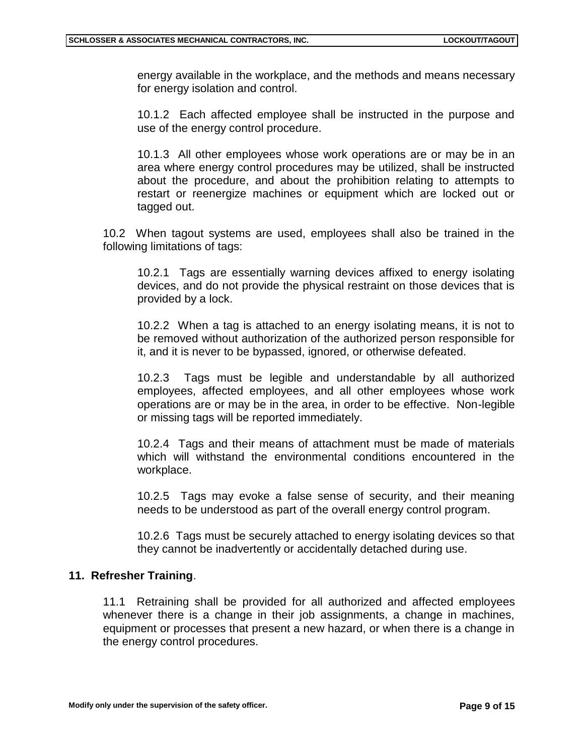energy available in the workplace, and the methods and means necessary for energy isolation and control.

10.1.2 Each affected employee shall be instructed in the purpose and use of the energy control procedure.

10.1.3 All other employees whose work operations are or may be in an area where energy control procedures may be utilized, shall be instructed about the procedure, and about the prohibition relating to attempts to restart or reenergize machines or equipment which are locked out or tagged out.

10.2 When tagout systems are used, employees shall also be trained in the following limitations of tags:

10.2.1 Tags are essentially warning devices affixed to energy isolating devices, and do not provide the physical restraint on those devices that is provided by a lock.

10.2.2 When a tag is attached to an energy isolating means, it is not to be removed without authorization of the authorized person responsible for it, and it is never to be bypassed, ignored, or otherwise defeated.

10.2.3 Tags must be legible and understandable by all authorized employees, affected employees, and all other employees whose work operations are or may be in the area, in order to be effective. Non-legible or missing tags will be reported immediately.

10.2.4 Tags and their means of attachment must be made of materials which will withstand the environmental conditions encountered in the workplace.

10.2.5 Tags may evoke a false sense of security, and their meaning needs to be understood as part of the overall energy control program.

10.2.6 Tags must be securely attached to energy isolating devices so that they cannot be inadvertently or accidentally detached during use.

## 11. Refresher Training.

11.1 Retraining shall be provided for all authorized and affected employees whenever there is a change in their job assignments, a change in machines, equipment or processes that present a new hazard, or when there is a change in the energy control procedures.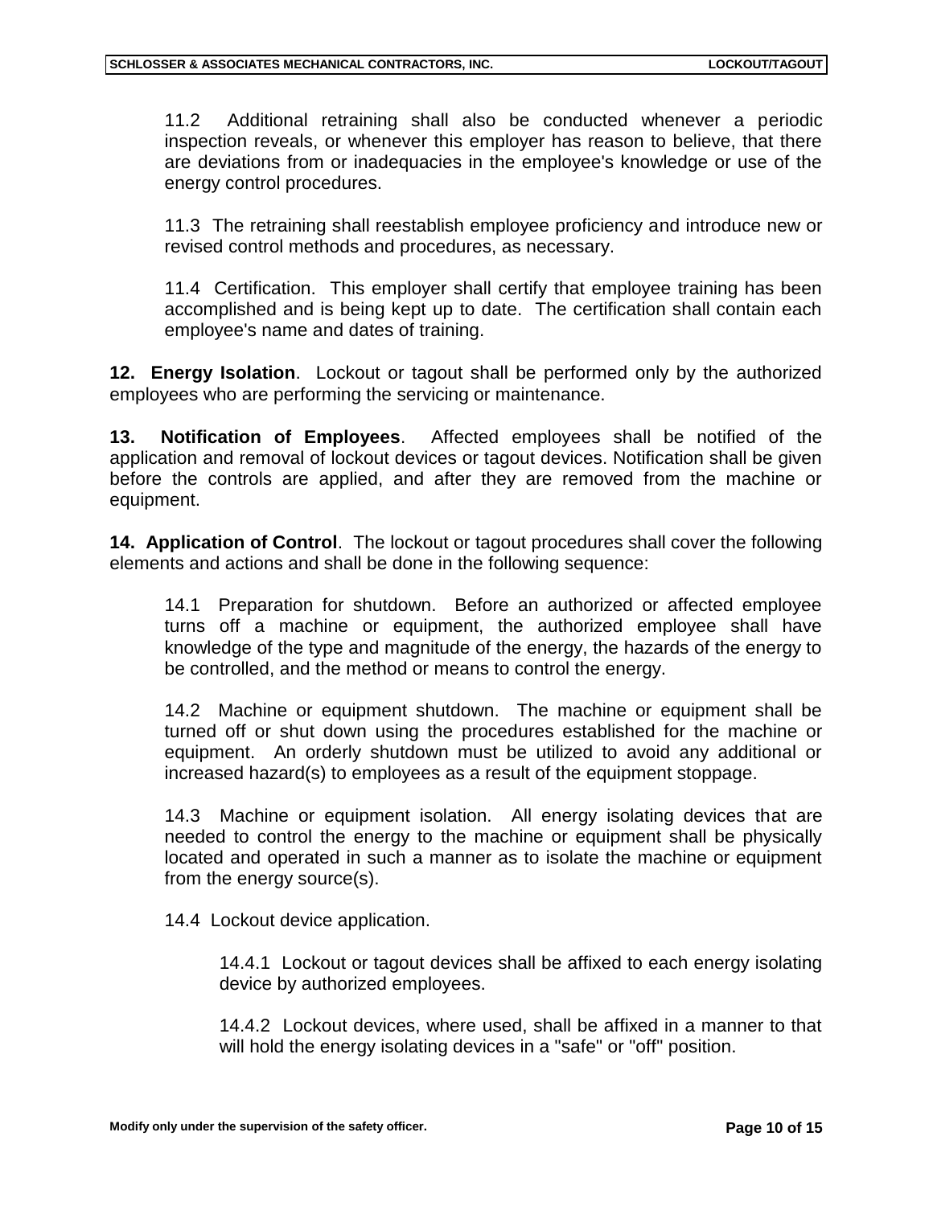11.2 Additional retraining shall also be conducted whenever a periodic inspection reveals, or whenever this employer has reason to believe, that there are deviations from or inadequacies in the employee's knowledge or use of the energy control procedures.

11.3 The retraining shall reestablish employee proficiency and introduce new or revised control methods and procedures, as necessary.

11.4 Certification. This employer shall certify that employee training has been accomplished and is being kept up to date. The certification shall contain each employee's name and dates of training.

**12. Energy Isolation**. Lockout or tagout shall be performed only by the authorized employees who are performing the servicing or maintenance.

**13. Notification of Employees**. Affected employees shall be notified of the application and removal of lockout devices or tagout devices. Notification shall be given before the controls are applied, and after they are removed from the machine or equipment.

**14. Application of Control**. The lockout or tagout procedures shall cover the following elements and actions and shall be done in the following sequence:

14.1 Preparation for shutdown. Before an authorized or affected employee turns off a machine or equipment, the authorized employee shall have knowledge of the type and magnitude of the energy, the hazards of the energy to be controlled, and the method or means to control the energy.

14.2 Machine or equipment shutdown. The machine or equipment shall be turned off or shut down using the procedures established for the machine or equipment. An orderly shutdown must be utilized to avoid any additional or increased hazard(s) to employees as a result of the equipment stoppage.

14.3 Machine or equipment isolation. All energy isolating devices that are needed to control the energy to the machine or equipment shall be physically located and operated in such a manner as to isolate the machine or equipment from the energy source(s).

14.4 Lockout device application.

14.4.1 Lockout or tagout devices shall be affixed to each energy isolating device by authorized employees.

14.4.2 Lockout devices, where used, shall be affixed in a manner to that will hold the energy isolating devices in a "safe" or "off" position.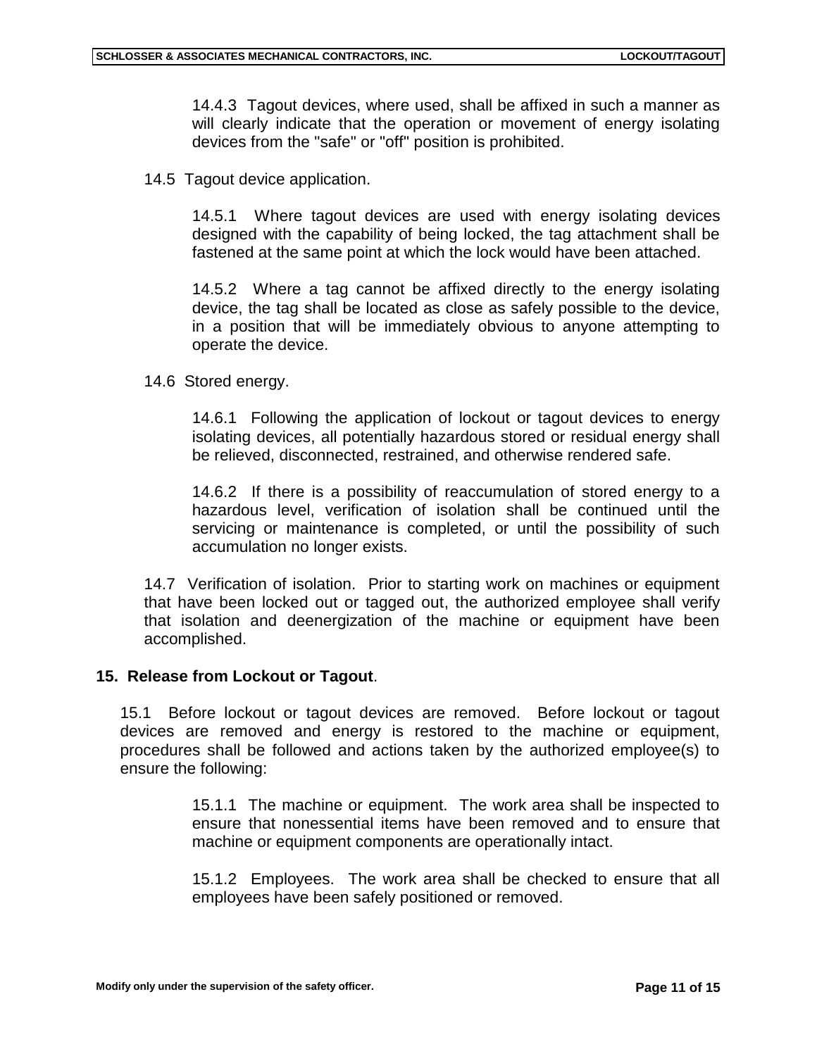14.4.3 Tagout devices, where used, shall be affixed in such a manner as will clearly indicate that the operation or movement of energy isolating devices from the "safe" or "off" position is prohibited.

14.5 Tagout device application.

14.5.1 Where tagout devices are used with energy isolating devices designed with the capability of being locked, the tag attachment shall be fastened at the same point at which the lock would have been attached.

14.5.2 Where a tag cannot be affixed directly to the energy isolating device, the tag shall be located as close as safely possible to the device, in a position that will be immediately obvious to anyone attempting to operate the device.

14.6 Stored energy.

14.6.1 Following the application of lockout or tagout devices to energy isolating devices, all potentially hazardous stored or residual energy shall be relieved, disconnected, restrained, and otherwise rendered safe.

14.6.2 If there is a possibility of reaccumulation of stored energy to a hazardous level, verification of isolation shall be continued until the servicing or maintenance is completed, or until the possibility of such accumulation no longer exists.

14.7 Verification of isolation. Prior to starting work on machines or equipment that have been locked out or tagged out, the authorized employee shall verify that isolation and deenergization of the machine or equipment have been accomplished.

## 15. Release from Lockout or Tagout.

15.1 Before lockout or tagout devices are removed. Before lockout or tagout devices are removed and energy is restored to the machine or equipment, procedures shall be followed and actions taken by the authorized employee(s) to ensure the following:

15.1.1 The machine or equipment. The work area shall be inspected to ensure that nonessential items have been removed and to ensure that machine or equipment components are operationally intact.

15.1.2 Employees. The work area shall be checked to ensure that all employees have been safely positioned or removed.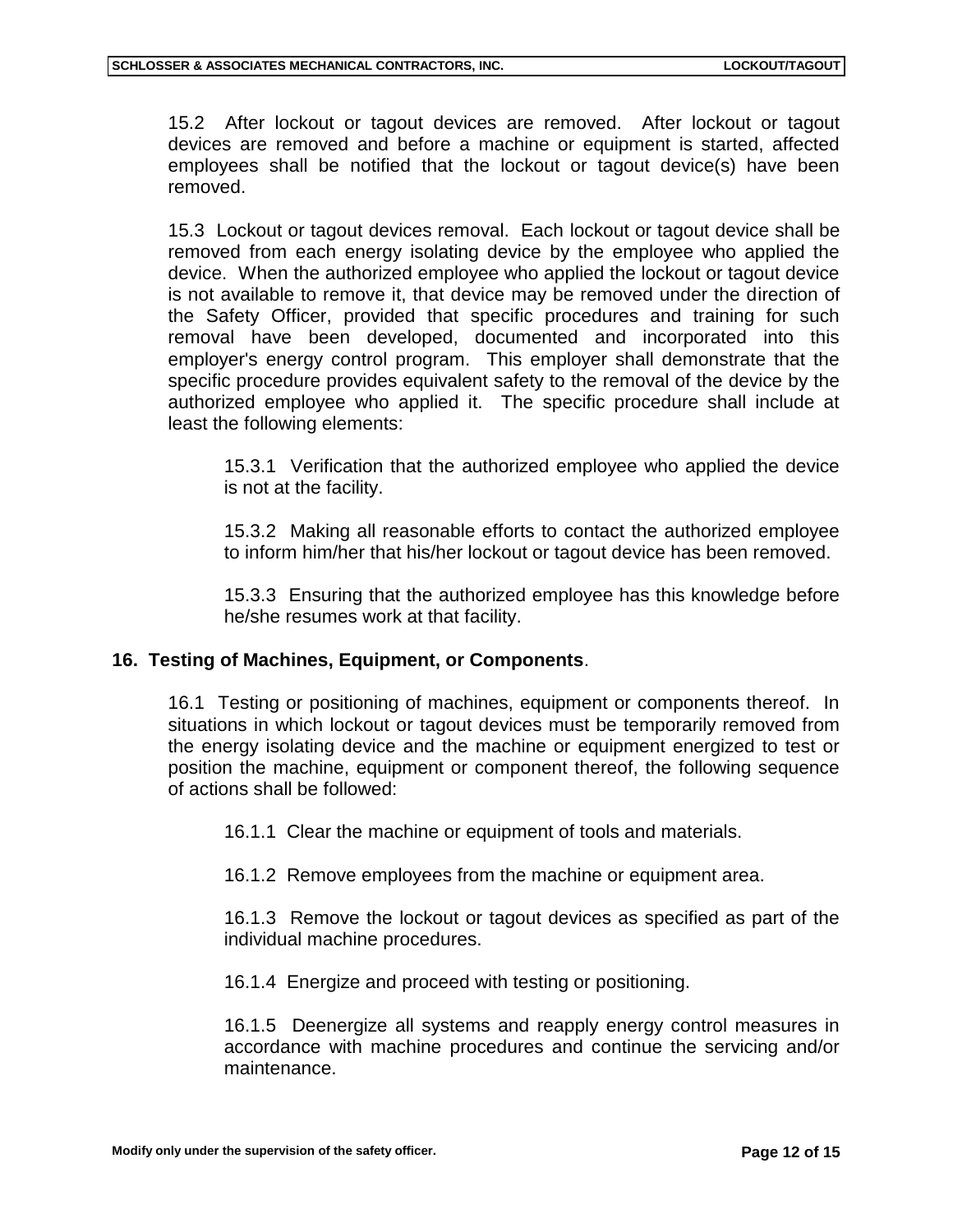15.2 After lockout or tagout devices are removed. After lockout or tagout devices are removed and before a machine or equipment is started, affected employees shall be notified that the lockout or tagout device(s) have been removed.

15.3 Lockout or tagout devices removal. Each lockout or tagout device shall be removed from each energy isolating device by the employee who applied the device. When the authorized employee who applied the lockout or tagout device is not available to remove it, that device may be removed under the direction of the Safety Officer, provided that specific procedures and training for such removal have been developed, documented and incorporated into this employer's energy control program. This employer shall demonstrate that the specific procedure provides equivalent safety to the removal of the device by the authorized employee who applied it. The specific procedure shall include at least the following elements:

15.3.1 Verification that the authorized employee who applied the device is not at the facility.

15.3.2 Making all reasonable efforts to contact the authorized employee to inform him/her that his/her lockout or tagout device has been removed.

15.3.3 Ensuring that the authorized employee has this knowledge before he/she resumes work at that facility.

## 16. Testing of Machines, Equipment, or Components.

16.1 Testing or positioning of machines, equipment or components thereof. In situations in which lockout or tagout devices must be temporarily removed from the energy isolating device and the machine or equipment energized to test or position the machine, equipment or component thereof, the following sequence of actions shall be followed:

16.1.1 Clear the machine or equipment of tools and materials.

16.1.2 Remove employees from the machine or equipment area.

16.1.3 Remove the lockout or tagout devices as specified as part of the individual machine procedures.

16.1.4 Energize and proceed with testing or positioning.

16.1.5 Deenergize all systems and reapply energy control measures in accordance with machine procedures and continue the servicing and/or maintenance.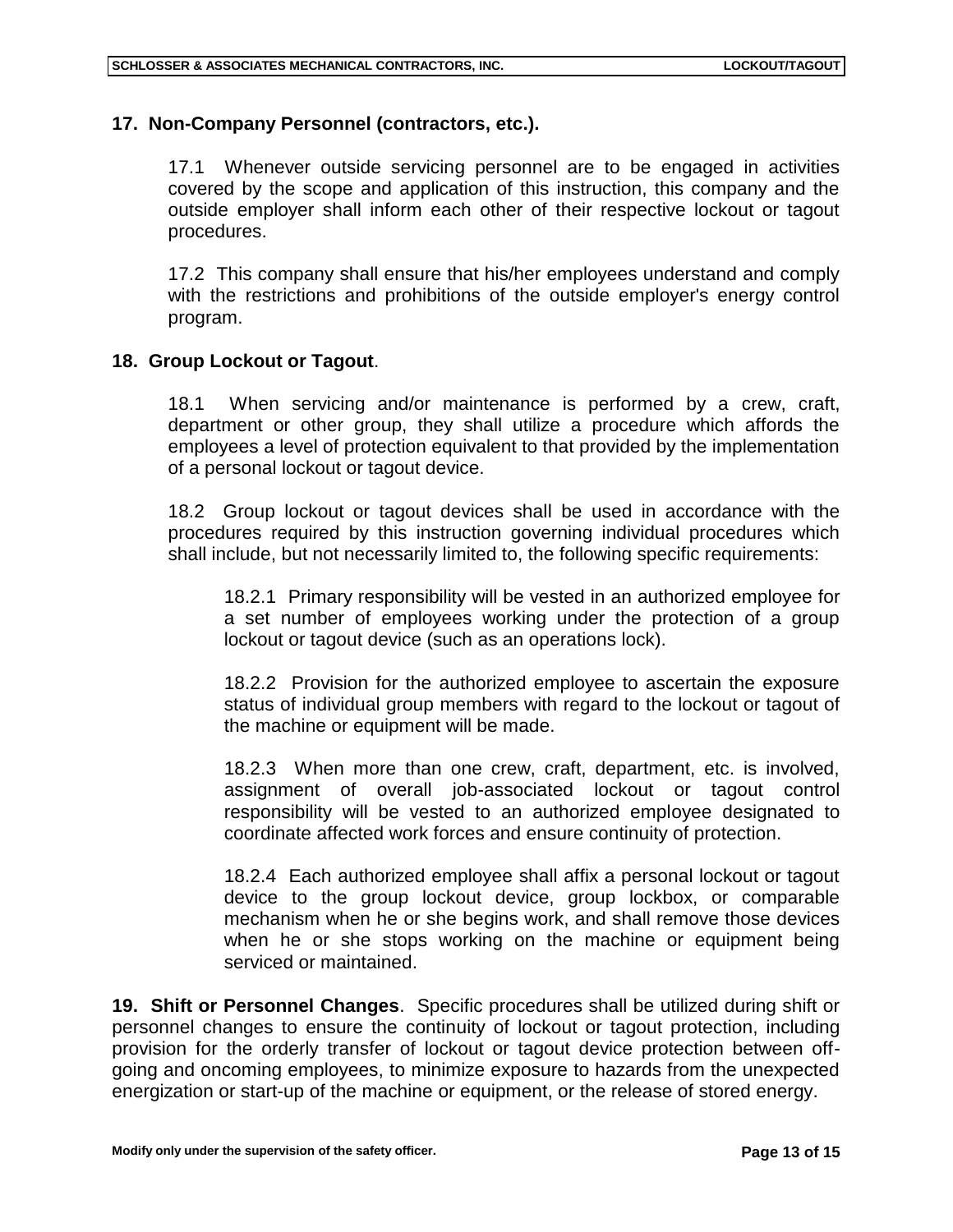## 17. Non-Company Personnel (contractors, etc.).

17.1 Whenever outside servicing personnel are to be engaged in activities covered by the scope and application of this instruction, this company and the outside employer shall inform each other of their respective lockout or tagout procedures.

17.2 This company shall ensure that his/her employees understand and comply with the restrictions and prohibitions of the outside employer's energy control program.

## 18. Group Lockout or Tagout.

18.1 When servicing and/or maintenance is performed by a crew, craft, department or other group, they shall utilize a procedure which affords the employees a level of protection equivalent to that provided by the implementation of a personal lockout or tagout device.

18.2 Group lockout or tagout devices shall be used in accordance with the procedures required by this instruction governing individual procedures which shall include, but not necessarily limited to, the following specific requirements:

18.2.1 Primary responsibility will be vested in an authorized employee for a set number of employees working under the protection of a group lockout or tagout device (such as an operations lock).

18.2.2 Provision for the authorized employee to ascertain the exposure status of individual group members with regard to the lockout or tagout of the machine or equipment will be made.

18.2.3 When more than one crew, craft, department, etc. is involved, assignment of overall job-associated lockout or tagout control responsibility will be vested to an authorized employee designated to coordinate affected work forces and ensure continuity of protection.

18.2.4 Each authorized employee shall affix a personal lockout or tagout device to the group lockout device, group lockbox, or comparable mechanism when he or she begins work, and shall remove those devices when he or she stops working on the machine or equipment being serviced or maintained.

**19. Shift or Personnel Changes**. Specific procedures shall be utilized during shift or personnel changes to ensure the continuity of lockout or tagout protection, including provision for the orderly transfer of lockout or tagout device protection between off-going and oncoming employees, to minimize exposure to hazards from the unexpected energization or start-up of the machine or equipment, or the release of stored energy.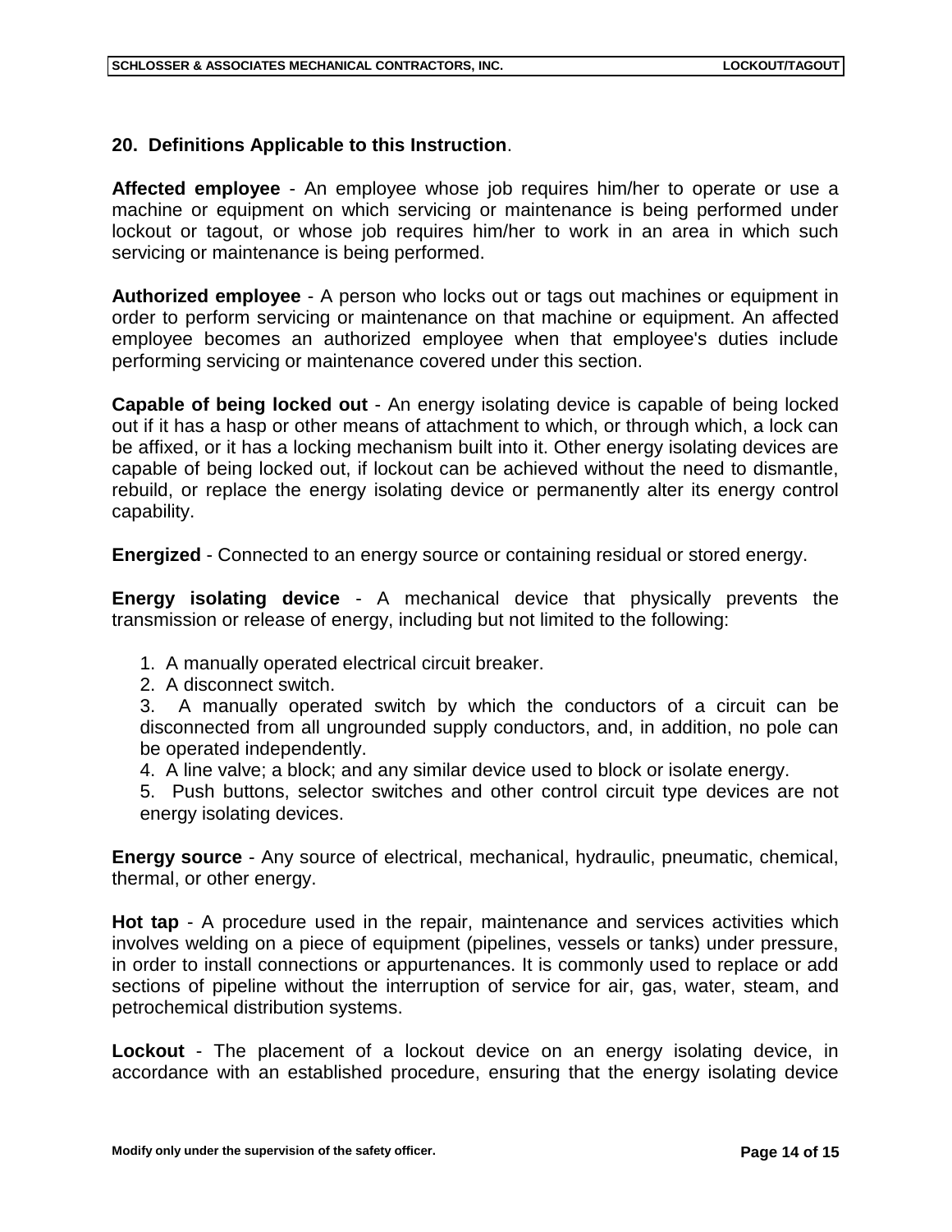## 20. Definitions Applicable to this Instruction.

**Affected employee** - An employee whose job requires him/her to operate or use a machine or equipment on which servicing or maintenance is being performed under lockout or tagout, or whose job requires him/her to work in an area in which such servicing or maintenance is being performed.

**Authorized employee** - A person who locks out or tags out machines or equipment in order to perform servicing or maintenance on that machine or equipment. An affected employee becomes an authorized employee when that employee's duties include performing servicing or maintenance covered under this section.

**Capable of being locked out** - An energy isolating device is capable of being locked out if it has a hasp or other means of attachment to which, or through which, a lock can be affixed, or it has a locking mechanism built into it. Other energy isolating devices are capable of being locked out, if lockout can be achieved without the need to dismantle, rebuild, or replace the energy isolating device or permanently alter its energy control capability.

**Energized** - Connected to an energy source or containing residual or stored energy.

**Energy isolating device** - A mechanical device that physically prevents the transmission or release of energy, including but not limited to the following:

1. A manually operated electrical circuit breaker.
2. A disconnect switch.
3. A manually operated switch by which the conductors of a circuit can be disconnected from all ungrounded supply conductors, and, in addition, no pole can be operated independently.
4. A line valve; a block; and any similar device used to block or isolate energy.
5. Push buttons, selector switches and other control circuit type devices are not energy isolating devices.

**Energy source** - Any source of electrical, mechanical, hydraulic, pneumatic, chemical, thermal, or other energy.

**Hot tap** - A procedure used in the repair, maintenance and services activities which involves welding on a piece of equipment (pipelines, vessels or tanks) under pressure, in order to install connections or appurtenances. It is commonly used to replace or add sections of pipeline without the interruption of service for air, gas, water, steam, and petrochemical distribution systems.

**Lockout** - The placement of a lockout device on an energy isolating device, in accordance with an established procedure, ensuring that the energy isolating device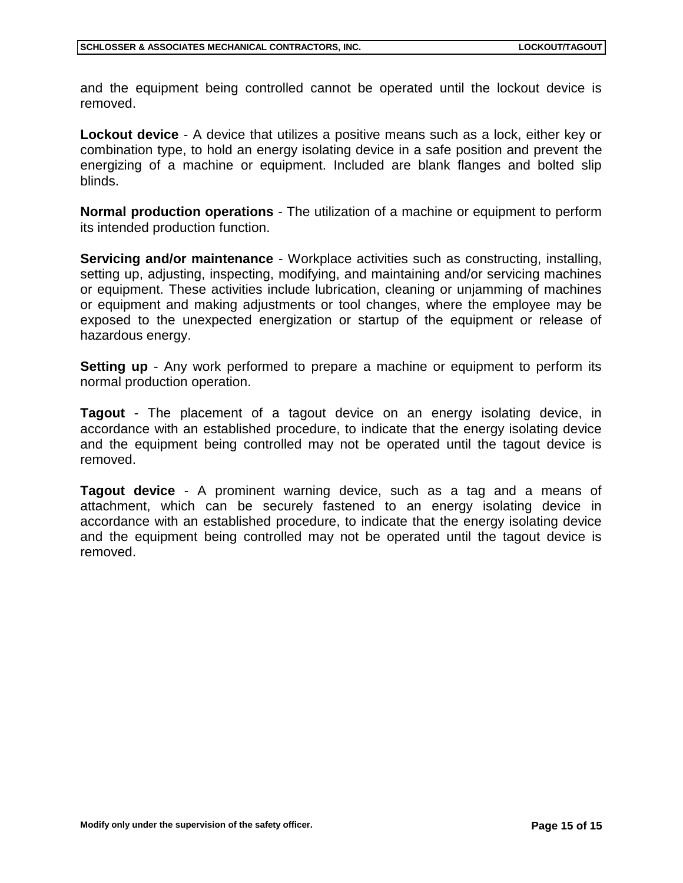and the equipment being controlled cannot be operated until the lockout device is removed.

**Lockout device** - A device that utilizes a positive means such as a lock, either key or combination type, to hold an energy isolating device in a safe position and prevent the energizing of a machine or equipment. Included are blank flanges and bolted slip blinds.

**Normal production operations** - The utilization of a machine or equipment to perform its intended production function.

**Servicing and/or maintenance** - Workplace activities such as constructing, installing, setting up, adjusting, inspecting, modifying, and maintaining and/or servicing machines or equipment. These activities include lubrication, cleaning or unjamming of machines or equipment and making adjustments or tool changes, where the employee may be exposed to the unexpected energization or startup of the equipment or release of hazardous energy.

**Setting up** - Any work performed to prepare a machine or equipment to perform its normal production operation.

**Tagout** - The placement of a tagout device on an energy isolating device, in accordance with an established procedure, to indicate that the energy isolating device and the equipment being controlled may not be operated until the tagout device is removed.

**Tagout device** - A prominent warning device, such as a tag and a means of attachment, which can be securely fastened to an energy isolating device in accordance with an established procedure, to indicate that the energy isolating device and the equipment being controlled may not be operated until the tagout device is removed.